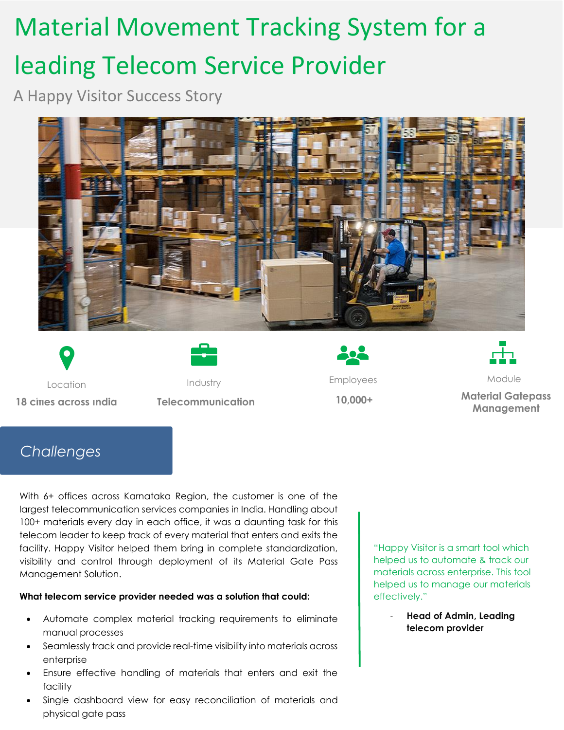# Material Movement Tracking System for a leading Telecom Service Provider

A Happy Visitor Success Story

| Location | Industry | Employees | Module |
| --- | --- | --- | --- |
| **18 cities across India** | **Telecommunication** | **10,000+** | **Material Gatepass Management** |

## *Challenges*

With 6+ offices across Karnataka Region, the customer is one of the largest telecommunication services companies in India. Handling about 100+ materials every day in each office, it was a daunting task for this telecom leader to keep track of every material that enters and exits the facility. Happy Visitor helped them bring in complete standardization, visibility and control through deployment of its Material Gate Pass Management Solution.

**What telecom service provider needed was a solution that could:**

- Automate complex material tracking requirements to eliminate manual processes
- Seamlessly track and provide real-time visibility into materials across enterprise
- Ensure effective handling of materials that enters and exit the facility
- Single dashboard view for easy reconciliation of materials and physical gate pass

"Happy Visitor is a smart tool which helped us to automate & track our materials across enterprise. This tool helped us to manage our materials effectively."

- **Head of Admin, Leading telecom provider**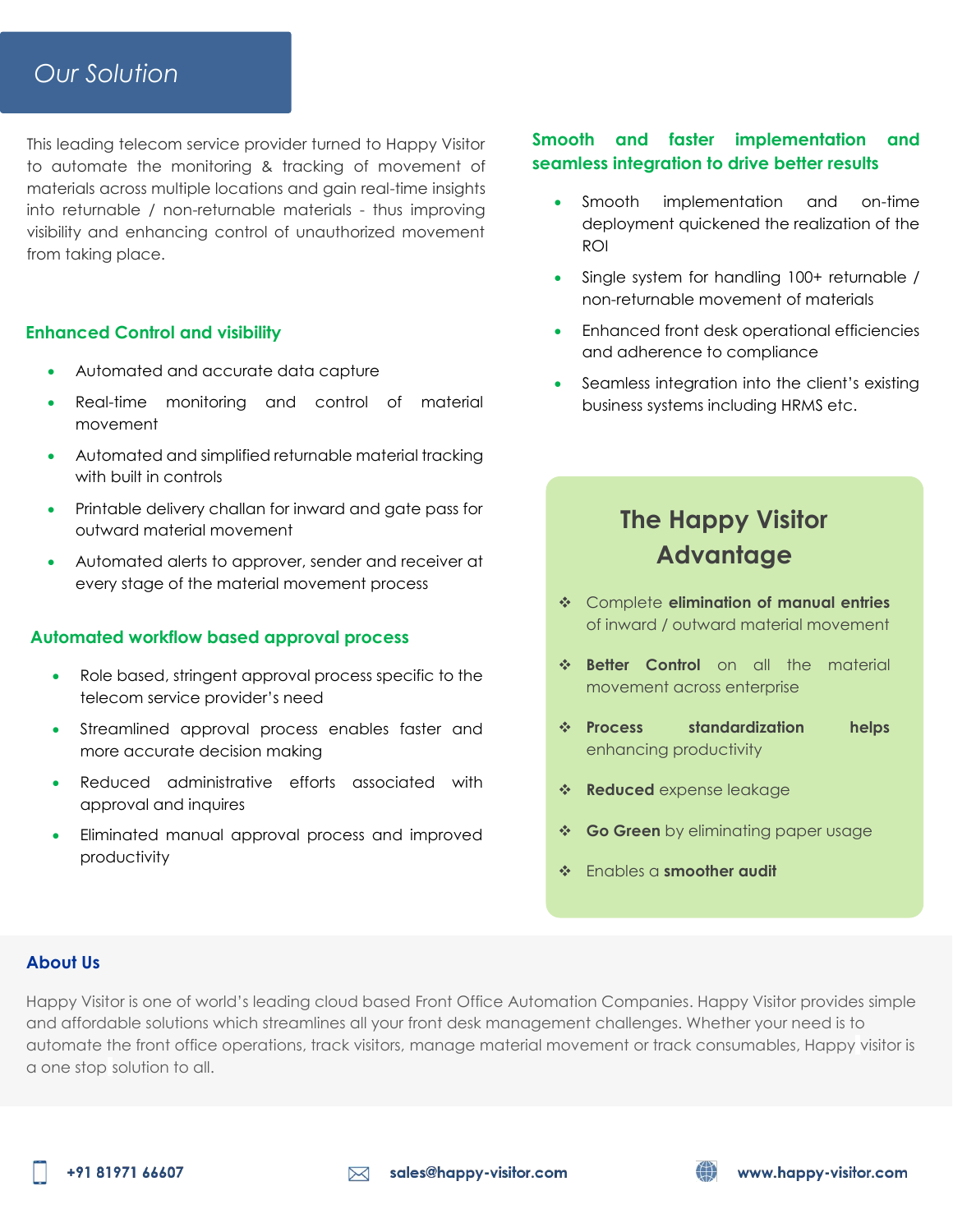## Our Solution

This leading telecom service provider turned to Happy Visitor to automate the monitoring & tracking of movement of materials across multiple locations and gain real-time insights into returnable / non-returnable materials - thus improving visibility and enhancing control of unauthorized movement from taking place.

### Enhanced Control and visibility

- Automated and accurate data capture
- Real-time monitoring and control of material movement
- Automated and simplified returnable material tracking with built in controls
- Printable delivery challan for inward and gate pass for outward material movement
- Automated alerts to approver, sender and receiver at every stage of the material movement process

### Automated workflow based approval process

- Role based, stringent approval process specific to the telecom service provider's need
- Streamlined approval process enables faster and more accurate decision making
- Reduced administrative efforts associated with approval and inquires
- Eliminated manual approval process and improved productivity

### Smooth and faster implementation and seamless integration to drive better results

- Smooth implementation and on-time deployment quickened the realization of the ROI
- Single system for handling 100+ returnable / non-returnable movement of materials
- Enhanced front desk operational efficiencies and adherence to compliance
- Seamless integration into the client's existing business systems including HRMS etc.

### The Happy Visitor Advantage

- Complete **elimination of manual entries** of inward / outward material movement
- **Better Control** on all the material movement across enterprise
- **Process standardization helps** enhancing productivity
- **Reduced** expense leakage
- **Go Green** by eliminating paper usage
- Enables a **smoother audit**

### About Us

Happy Visitor is one of world's leading cloud based Front Office Automation Companies. Happy Visitor provides simple and affordable solutions which streamlines all your front desk management challenges. Whether your need is to automate the front office operations, track visitors, manage material movement or track consumables, Happy visitor is a one stop solution to all.

**+91 81971 66607** **sales@happy-visitor.com** **www.happy-visitor.com**